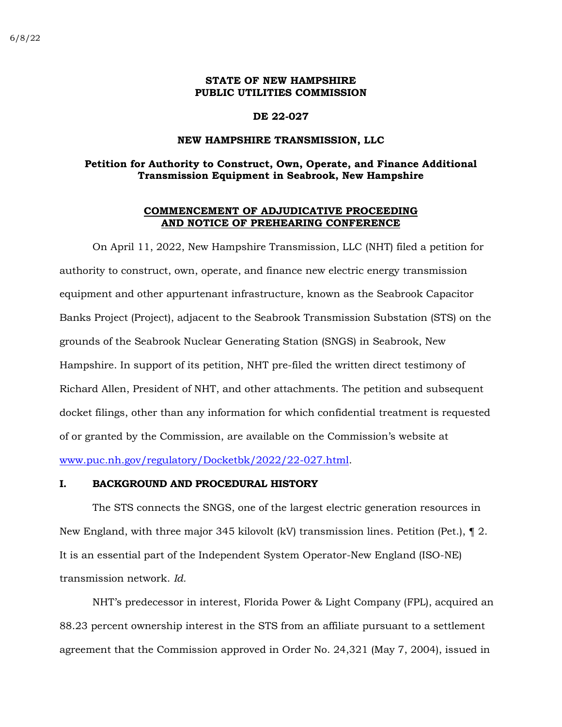6/8/22

**STATE OF NEW HAMPSHIRE**
**PUBLIC UTILITIES COMMISSION**

**DE 22-027**

**NEW HAMPSHIRE TRANSMISSION, LLC**

**Petition for Authority to Construct, Own, Operate, and Finance Additional Transmission Equipment in Seabrook, New Hampshire**

**COMMENCEMENT OF ADJUDICATIVE PROCEEDING AND NOTICE OF PREHEARING CONFERENCE**

On April 11, 2022, New Hampshire Transmission, LLC (NHT) filed a petition for authority to construct, own, operate, and finance new electric energy transmission equipment and other appurtenant infrastructure, known as the Seabrook Capacitor Banks Project (Project), adjacent to the Seabrook Transmission Substation (STS) on the grounds of the Seabrook Nuclear Generating Station (SNGS) in Seabrook, New Hampshire. In support of its petition, NHT pre-filed the written direct testimony of Richard Allen, President of NHT, and other attachments. The petition and subsequent docket filings, other than any information for which confidential treatment is requested of or granted by the Commission, are available on the Commission's website at www.puc.nh.gov/regulatory/Docketbk/2022/22-027.html.

## I. BACKGROUND AND PROCEDURAL HISTORY

The STS connects the SNGS, one of the largest electric generation resources in New England, with three major 345 kilovolt (kV) transmission lines. Petition (Pet.), ¶ 2. It is an essential part of the Independent System Operator-New England (ISO-NE) transmission network. *Id.*

NHT's predecessor in interest, Florida Power & Light Company (FPL), acquired an 88.23 percent ownership interest in the STS from an affiliate pursuant to a settlement agreement that the Commission approved in Order No. 24,321 (May 7, 2004), issued in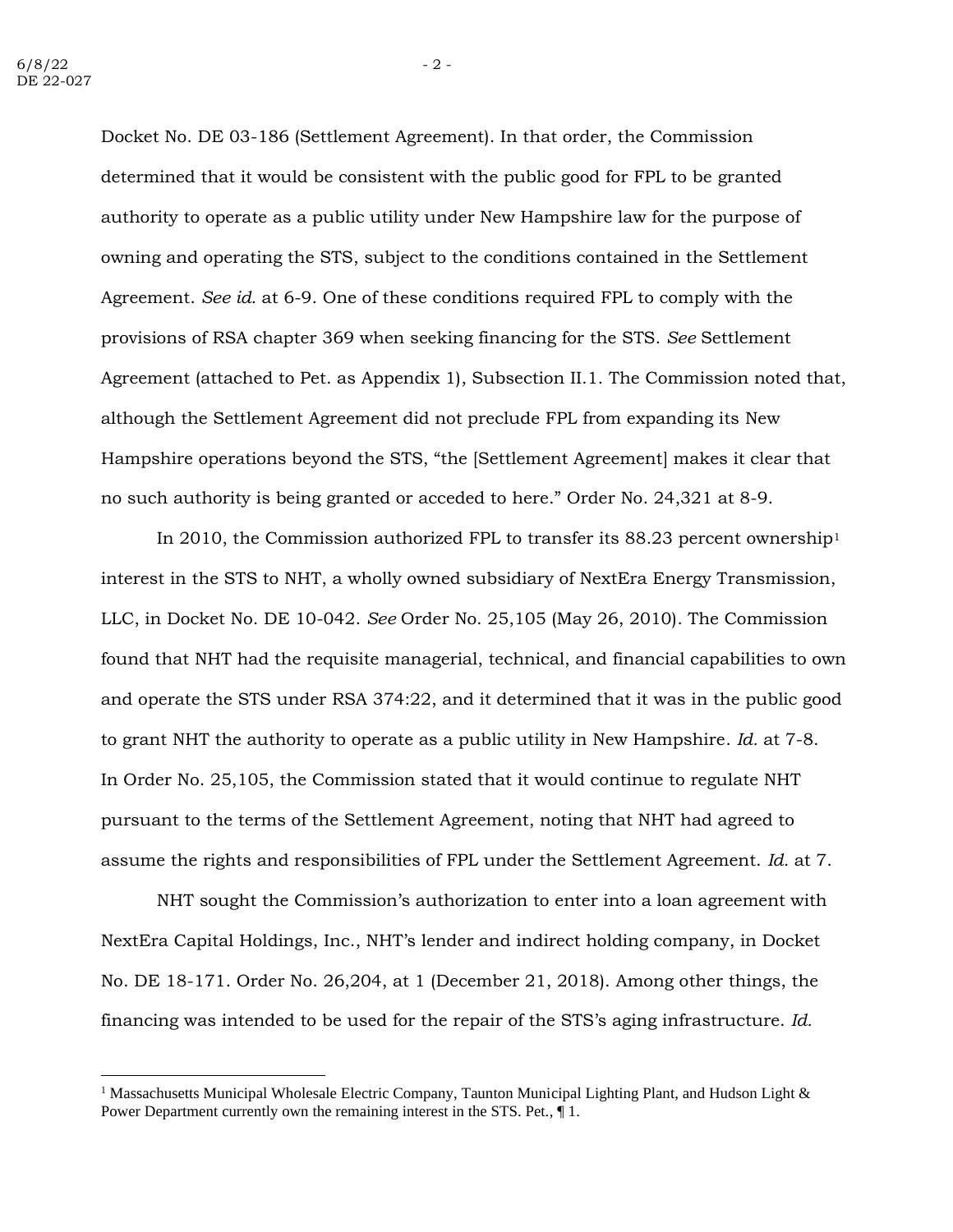Docket No. DE 03-186 (Settlement Agreement). In that order, the Commission determined that it would be consistent with the public good for FPL to be granted authority to operate as a public utility under New Hampshire law for the purpose of owning and operating the STS, subject to the conditions contained in the Settlement Agreement. *See id.* at 6-9. One of these conditions required FPL to comply with the provisions of RSA chapter 369 when seeking financing for the STS. *See* Settlement Agreement (attached to Pet. as Appendix 1), Subsection II.1. The Commission noted that, although the Settlement Agreement did not preclude FPL from expanding its New Hampshire operations beyond the STS, "the [Settlement Agreement] makes it clear that no such authority is being granted or acceded to here." Order No. 24,321 at 8-9.

In 2010, the Commission authorized FPL to transfer its 88.23 percent ownership[1] interest in the STS to NHT, a wholly owned subsidiary of NextEra Energy Transmission, LLC, in Docket No. DE 10-042. *See* Order No. 25,105 (May 26, 2010). The Commission found that NHT had the requisite managerial, technical, and financial capabilities to own and operate the STS under RSA 374:22, and it determined that it was in the public good to grant NHT the authority to operate as a public utility in New Hampshire. *Id.* at 7-8. In Order No. 25,105, the Commission stated that it would continue to regulate NHT pursuant to the terms of the Settlement Agreement, noting that NHT had agreed to assume the rights and responsibilities of FPL under the Settlement Agreement. *Id.* at 7.

NHT sought the Commission's authorization to enter into a loan agreement with NextEra Capital Holdings, Inc., NHT's lender and indirect holding company, in Docket No. DE 18-171. Order No. 26,204, at 1 (December 21, 2018). Among other things, the financing was intended to be used for the repair of the STS's aging infrastructure. *Id.*

[1] Massachusetts Municipal Wholesale Electric Company, Taunton Municipal Lighting Plant, and Hudson Light & Power Department currently own the remaining interest in the STS. Pet., ¶ 1.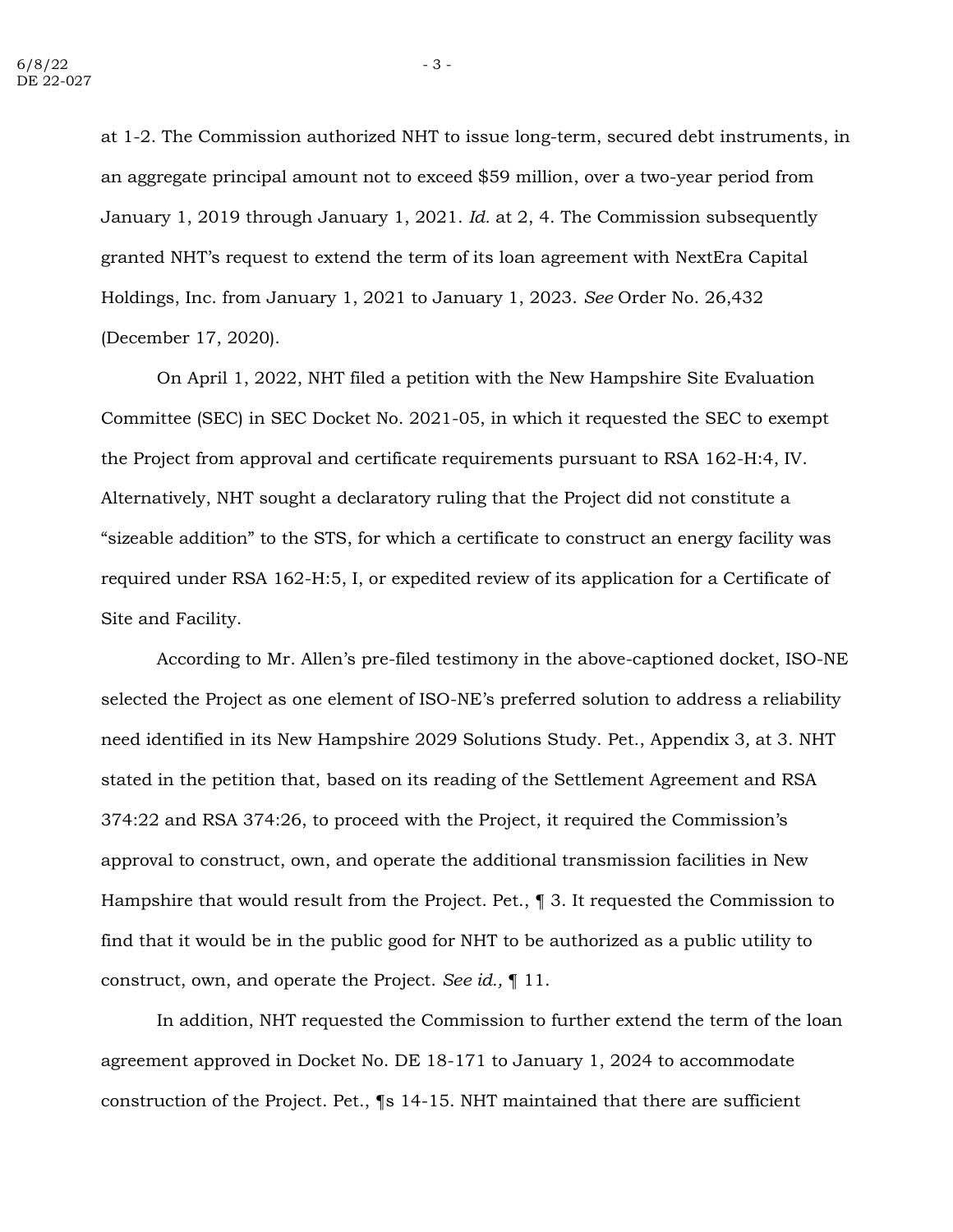at 1-2. The Commission authorized NHT to issue long-term, secured debt instruments, in an aggregate principal amount not to exceed $59 million, over a two-year period from January 1, 2019 through January 1, 2021. *Id.* at 2, 4. The Commission subsequently granted NHT's request to extend the term of its loan agreement with NextEra Capital Holdings, Inc. from January 1, 2021 to January 1, 2023. *See* Order No. 26,432 (December 17, 2020).

On April 1, 2022, NHT filed a petition with the New Hampshire Site Evaluation Committee (SEC) in SEC Docket No. 2021-05, in which it requested the SEC to exempt the Project from approval and certificate requirements pursuant to RSA 162-H:4, IV. Alternatively, NHT sought a declaratory ruling that the Project did not constitute a "sizeable addition" to the STS, for which a certificate to construct an energy facility was required under RSA 162-H:5, I, or expedited review of its application for a Certificate of Site and Facility.

According to Mr. Allen's pre-filed testimony in the above-captioned docket, ISO-NE selected the Project as one element of ISO-NE's preferred solution to address a reliability need identified in its New Hampshire 2029 Solutions Study. Pet., Appendix 3, at 3. NHT stated in the petition that, based on its reading of the Settlement Agreement and RSA 374:22 and RSA 374:26, to proceed with the Project, it required the Commission's approval to construct, own, and operate the additional transmission facilities in New Hampshire that would result from the Project. Pet., ¶ 3. It requested the Commission to find that it would be in the public good for NHT to be authorized as a public utility to construct, own, and operate the Project. *See id.,* ¶ 11.

In addition, NHT requested the Commission to further extend the term of the loan agreement approved in Docket No. DE 18-171 to January 1, 2024 to accommodate construction of the Project. Pet., ¶s 14-15. NHT maintained that there are sufficient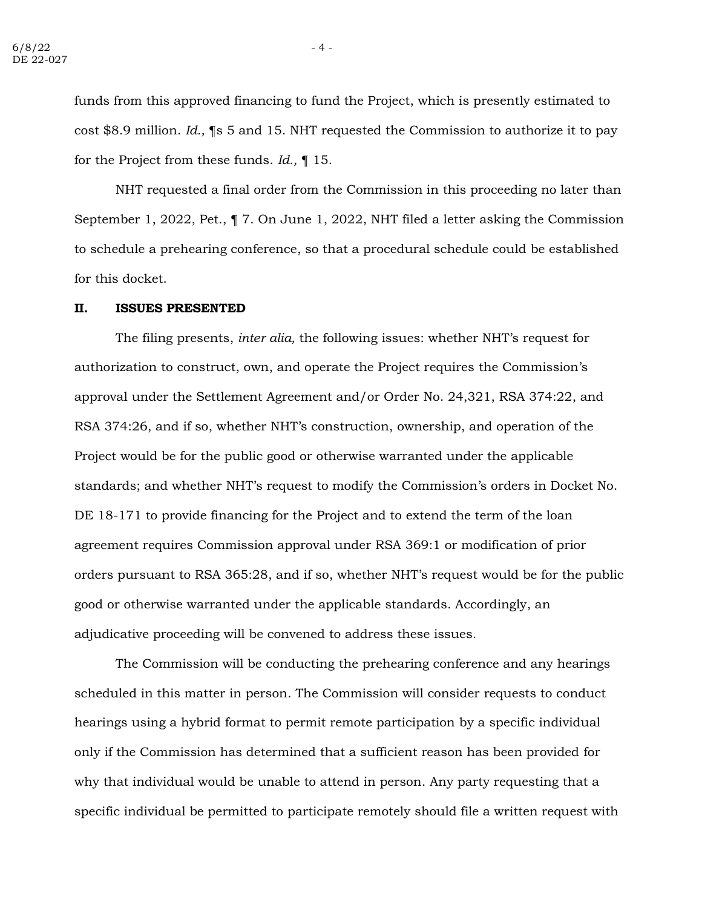funds from this approved financing to fund the Project, which is presently estimated to cost $8.9 million. *Id.,* ¶s 5 and 15. NHT requested the Commission to authorize it to pay for the Project from these funds. *Id.,* ¶ 15.

NHT requested a final order from the Commission in this proceeding no later than September 1, 2022, Pet., ¶ 7. On June 1, 2022, NHT filed a letter asking the Commission to schedule a prehearing conference, so that a procedural schedule could be established for this docket.

## II. ISSUES PRESENTED

The filing presents, *inter alia,* the following issues: whether NHT's request for authorization to construct, own, and operate the Project requires the Commission's approval under the Settlement Agreement and/or Order No. 24,321, RSA 374:22, and RSA 374:26, and if so, whether NHT's construction, ownership, and operation of the Project would be for the public good or otherwise warranted under the applicable standards; and whether NHT's request to modify the Commission's orders in Docket No. DE 18-171 to provide financing for the Project and to extend the term of the loan agreement requires Commission approval under RSA 369:1 or modification of prior orders pursuant to RSA 365:28, and if so, whether NHT's request would be for the public good or otherwise warranted under the applicable standards. Accordingly, an adjudicative proceeding will be convened to address these issues.

The Commission will be conducting the prehearing conference and any hearings scheduled in this matter in person. The Commission will consider requests to conduct hearings using a hybrid format to permit remote participation by a specific individual only if the Commission has determined that a sufficient reason has been provided for why that individual would be unable to attend in person. Any party requesting that a specific individual be permitted to participate remotely should file a written request with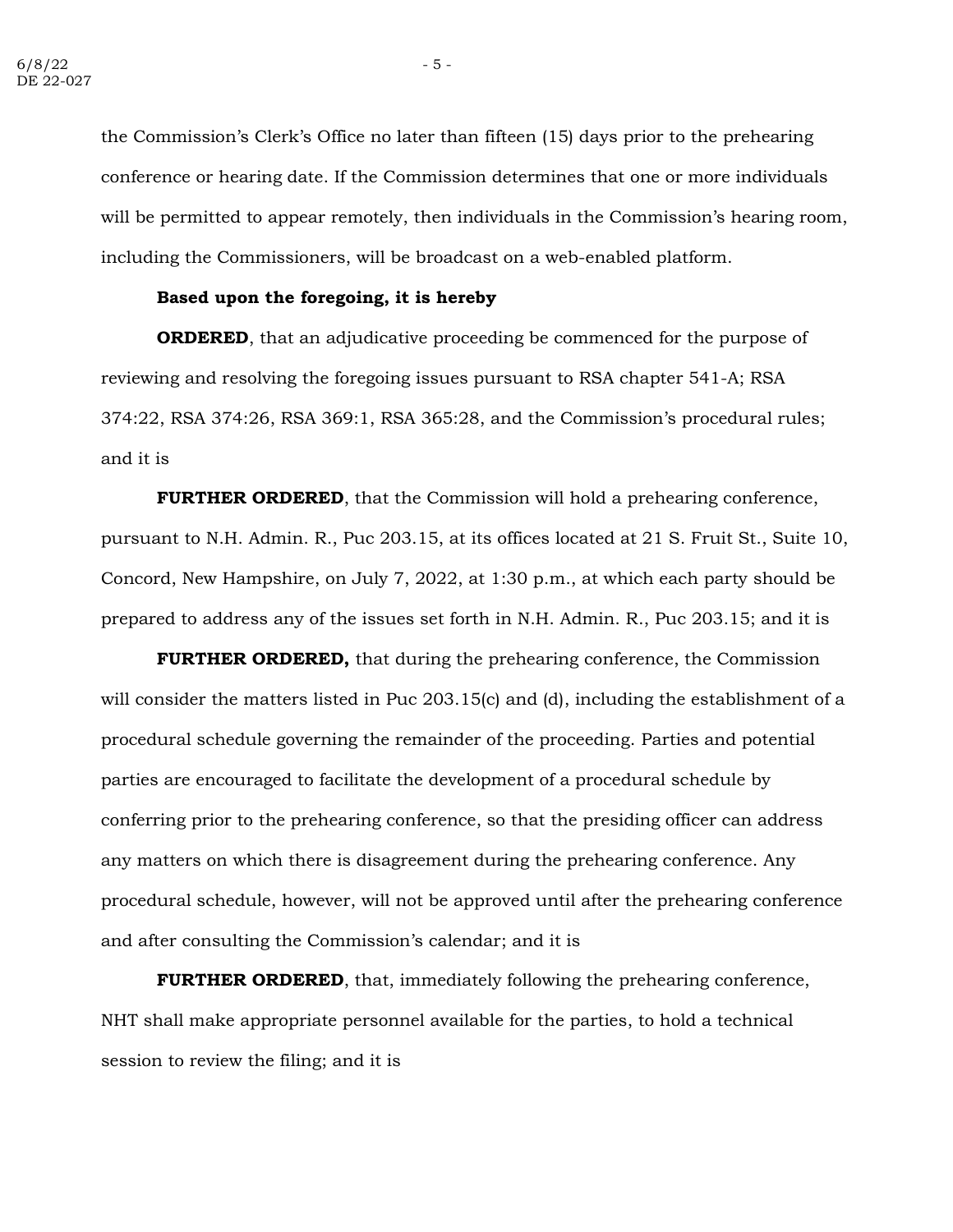the Commission's Clerk's Office no later than fifteen (15) days prior to the prehearing conference or hearing date. If the Commission determines that one or more individuals will be permitted to appear remotely, then individuals in the Commission's hearing room, including the Commissioners, will be broadcast on a web-enabled platform.

**Based upon the foregoing, it is hereby**

**ORDERED**, that an adjudicative proceeding be commenced for the purpose of reviewing and resolving the foregoing issues pursuant to RSA chapter 541-A; RSA 374:22, RSA 374:26, RSA 369:1, RSA 365:28, and the Commission's procedural rules; and it is

**FURTHER ORDERED**, that the Commission will hold a prehearing conference, pursuant to N.H. Admin. R., Puc 203.15, at its offices located at 21 S. Fruit St., Suite 10, Concord, New Hampshire, on July 7, 2022, at 1:30 p.m., at which each party should be prepared to address any of the issues set forth in N.H. Admin. R., Puc 203.15; and it is

**FURTHER ORDERED,** that during the prehearing conference, the Commission will consider the matters listed in Puc 203.15(c) and (d), including the establishment of a procedural schedule governing the remainder of the proceeding. Parties and potential parties are encouraged to facilitate the development of a procedural schedule by conferring prior to the prehearing conference, so that the presiding officer can address any matters on which there is disagreement during the prehearing conference. Any procedural schedule, however, will not be approved until after the prehearing conference and after consulting the Commission's calendar; and it is

**FURTHER ORDERED**, that, immediately following the prehearing conference, NHT shall make appropriate personnel available for the parties, to hold a technical session to review the filing; and it is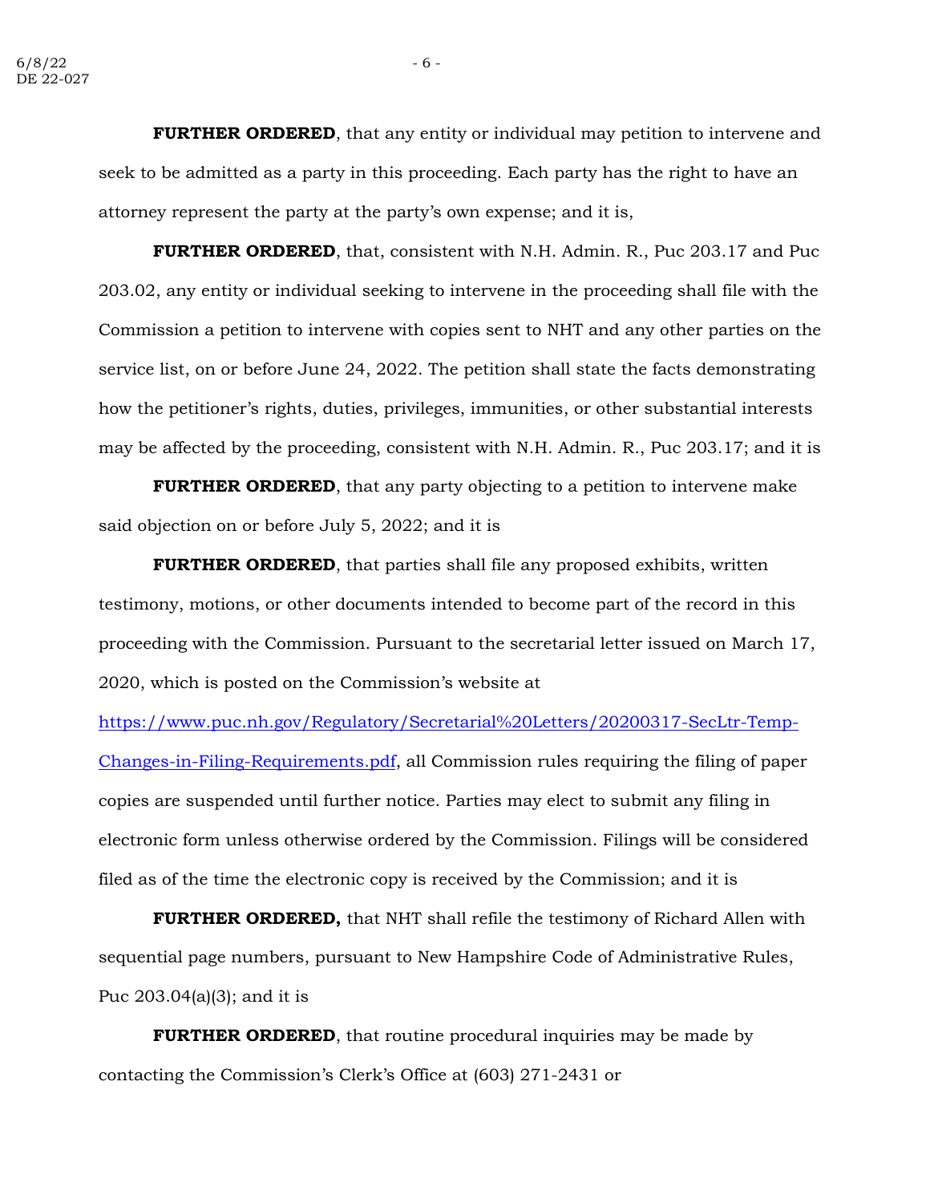**FURTHER ORDERED**, that any entity or individual may petition to intervene and seek to be admitted as a party in this proceeding. Each party has the right to have an attorney represent the party at the party's own expense; and it is,

**FURTHER ORDERED**, that, consistent with N.H. Admin. R., Puc 203.17 and Puc 203.02, any entity or individual seeking to intervene in the proceeding shall file with the Commission a petition to intervene with copies sent to NHT and any other parties on the service list, on or before June 24, 2022. The petition shall state the facts demonstrating how the petitioner's rights, duties, privileges, immunities, or other substantial interests may be affected by the proceeding, consistent with N.H. Admin. R., Puc 203.17; and it is

**FURTHER ORDERED**, that any party objecting to a petition to intervene make said objection on or before July 5, 2022; and it is

**FURTHER ORDERED**, that parties shall file any proposed exhibits, written testimony, motions, or other documents intended to become part of the record in this proceeding with the Commission. Pursuant to the secretarial letter issued on March 17, 2020, which is posted on the Commission's website at [https://www.puc.nh.gov/Regulatory/Secretarial%20Letters/20200317-SecLtr-Temp-Changes-in-Filing-Requirements.pdf](https://www.puc.nh.gov/Regulatory/Secretarial%20Letters/20200317-SecLtr-Temp-Changes-in-Filing-Requirements.pdf), all Commission rules requiring the filing of paper copies are suspended until further notice. Parties may elect to submit any filing in electronic form unless otherwise ordered by the Commission. Filings will be considered filed as of the time the electronic copy is received by the Commission; and it is

**FURTHER ORDERED,** that NHT shall refile the testimony of Richard Allen with sequential page numbers, pursuant to New Hampshire Code of Administrative Rules, Puc 203.04(a)(3); and it is

**FURTHER ORDERED**, that routine procedural inquiries may be made by contacting the Commission's Clerk's Office at (603) 271-2431 or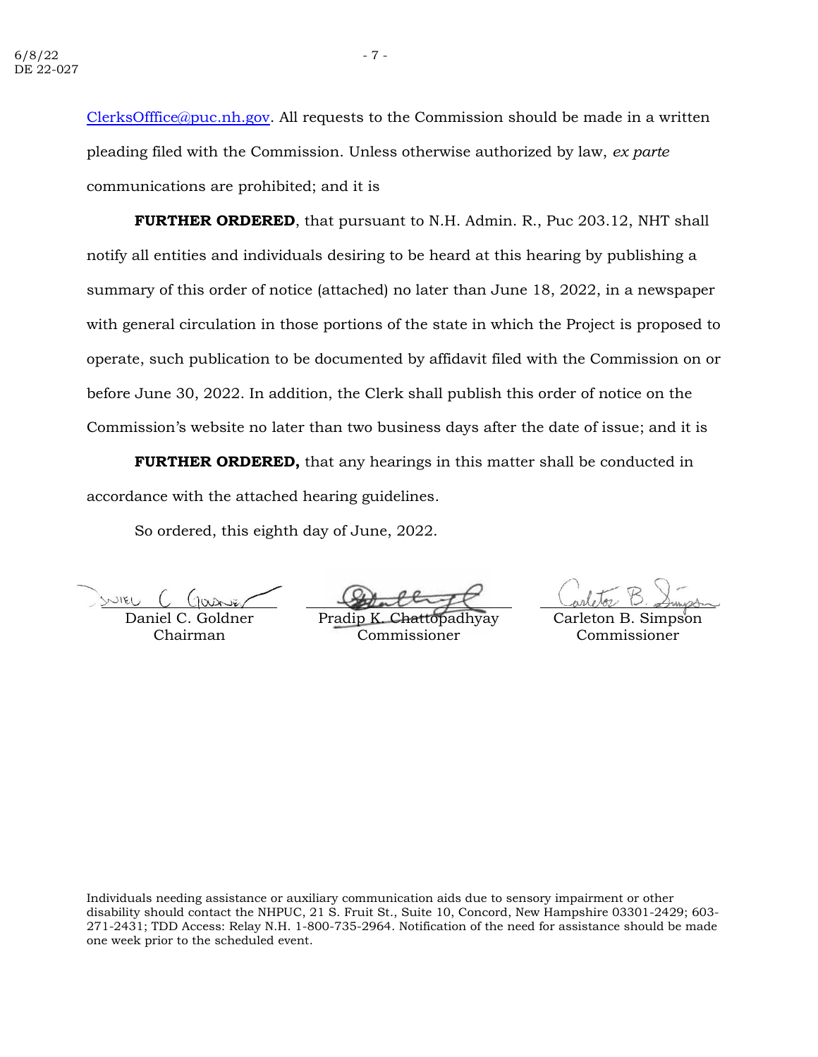ClerksOfffice@puc.nh.gov. All requests to the Commission should be made in a written pleading filed with the Commission. Unless otherwise authorized by law, *ex parte* communications are prohibited; and it is

**FURTHER ORDERED**, that pursuant to N.H. Admin. R., Puc 203.12, NHT shall notify all entities and individuals desiring to be heard at this hearing by publishing a summary of this order of notice (attached) no later than June 18, 2022, in a newspaper with general circulation in those portions of the state in which the Project is proposed to operate, such publication to be documented by affidavit filed with the Commission on or before June 30, 2022. In addition, the Clerk shall publish this order of notice on the Commission's website no later than two business days after the date of issue; and it is

**FURTHER ORDERED,** that any hearings in this matter shall be conducted in accordance with the attached hearing guidelines.

So ordered, this eighth day of June, 2022.

| | | |
|---|---|---|
| Daniel C. Goldner<br>Chairman | Pradip K. Chattopadhyay<br>Commissioner | Carleton B. Simpson<br>Commissioner |

Individuals needing assistance or auxiliary communication aids due to sensory impairment or other disability should contact the NHPUC, 21 S. Fruit St., Suite 10, Concord, New Hampshire 03301-2429; 603-271-2431; TDD Access: Relay N.H. 1-800-735-2964. Notification of the need for assistance should be made one week prior to the scheduled event.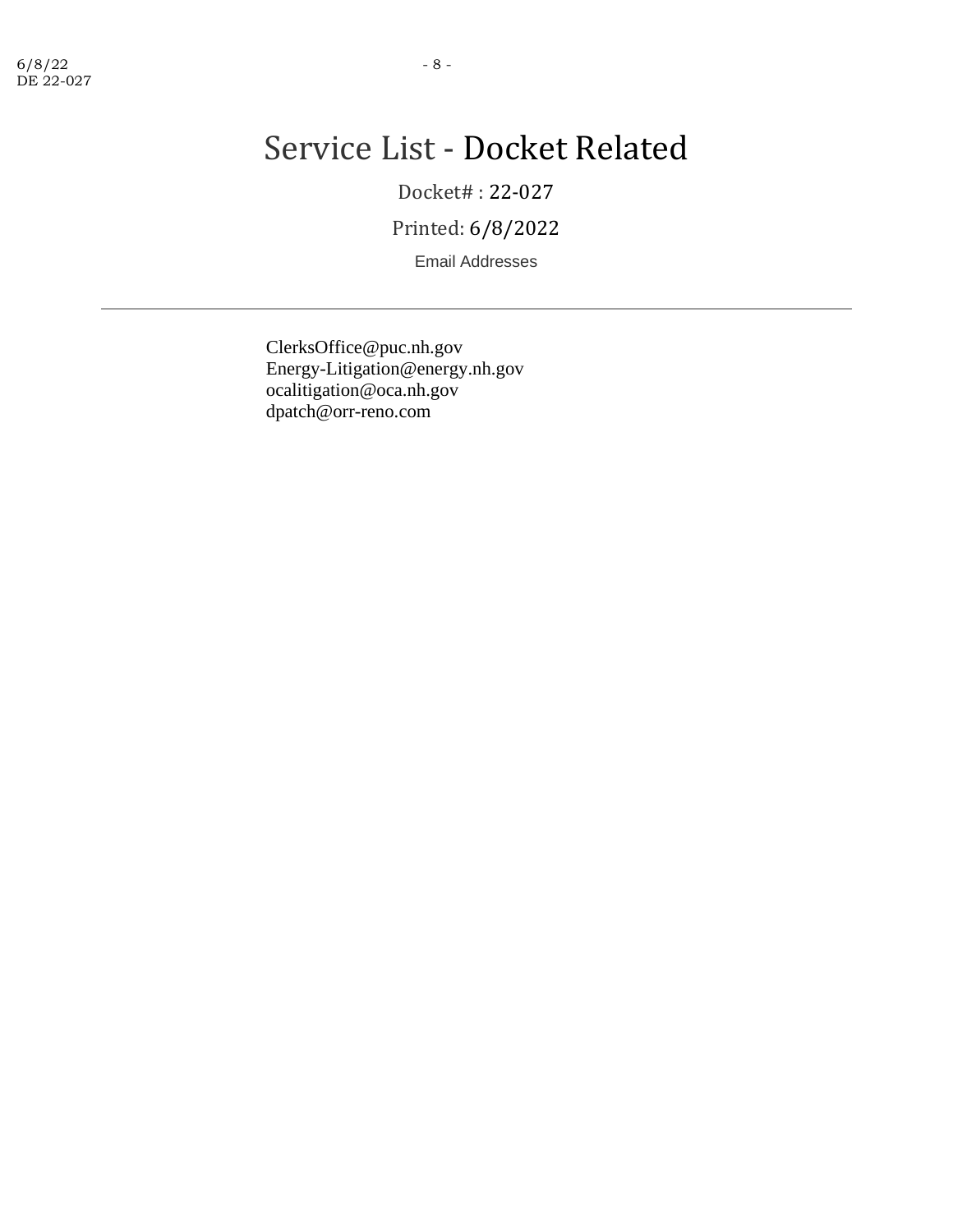# Service List - Docket Related

Docket# : 22-027

Printed: 6/8/2022

Email Addresses

---

ClerksOffice@puc.nh.gov
Energy-Litigation@energy.nh.gov
ocalitigation@oca.nh.gov
dpatch@orr-reno.com